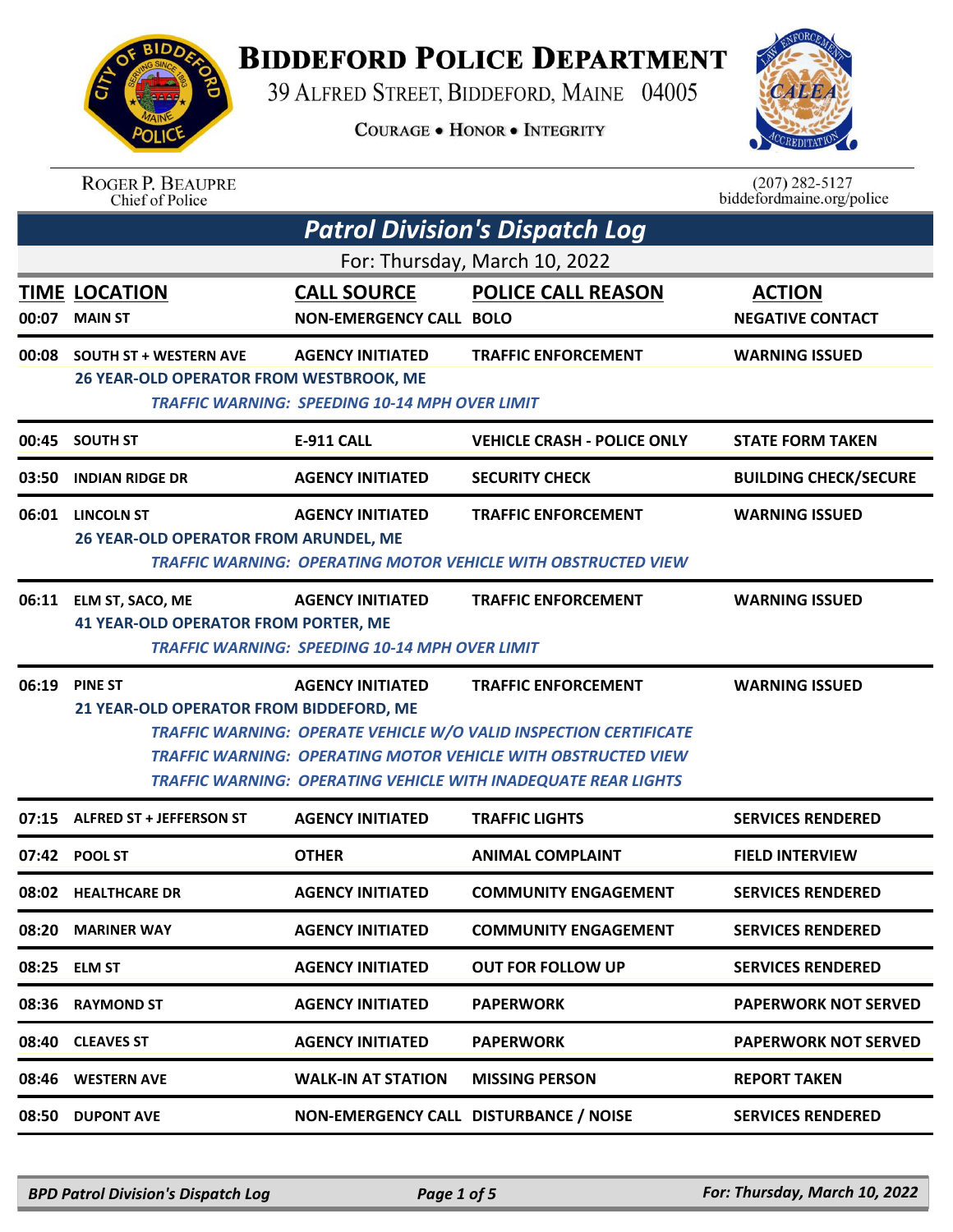# Biddeford Police Department

39 Alfred Street, Biddeford, Maine 04005

Courage • Honor • Integrity

Roger P. Beaupre
Chief of Police

(207) 282-5127
biddefordmaine.org/police

## *Patrol Division's Dispatch Log*

For: Thursday, March 10, 2022

| TIME | LOCATION | CALL SOURCE | POLICE CALL REASON | ACTION |
|---|---|---|---|---|
| 00:07 | MAIN ST | NON-EMERGENCY CALL | BOLO | NEGATIVE CONTACT |
| 00:08 | SOUTH ST + WESTERN AVE | AGENCY INITIATED | TRAFFIC ENFORCEMENT | WARNING ISSUED |
| | 26 YEAR-OLD OPERATOR FROM WESTBROOK, ME<br>*TRAFFIC WARNING: SPEEDING 10-14 MPH OVER LIMIT* | | | |
| 00:45 | SOUTH ST | E-911 CALL | VEHICLE CRASH - POLICE ONLY | STATE FORM TAKEN |
| 03:50 | INDIAN RIDGE DR | AGENCY INITIATED | SECURITY CHECK | BUILDING CHECK/SECURE |
| 06:01 | LINCOLN ST | AGENCY INITIATED | TRAFFIC ENFORCEMENT | WARNING ISSUED |
| | 26 YEAR-OLD OPERATOR FROM ARUNDEL, ME<br>*TRAFFIC WARNING: OPERATING MOTOR VEHICLE WITH OBSTRUCTED VIEW* | | | |
| 06:11 | ELM ST, SACO, ME | AGENCY INITIATED | TRAFFIC ENFORCEMENT | WARNING ISSUED |
| | 41 YEAR-OLD OPERATOR FROM PORTER, ME<br>*TRAFFIC WARNING: SPEEDING 10-14 MPH OVER LIMIT* | | | |
| 06:19 | PINE ST | AGENCY INITIATED | TRAFFIC ENFORCEMENT | WARNING ISSUED |
| | 21 YEAR-OLD OPERATOR FROM BIDDEFORD, ME<br>*TRAFFIC WARNING: OPERATE VEHICLE W/O VALID INSPECTION CERTIFICATE*<br>*TRAFFIC WARNING: OPERATING MOTOR VEHICLE WITH OBSTRUCTED VIEW*<br>*TRAFFIC WARNING: OPERATING VEHICLE WITH INADEQUATE REAR LIGHTS* | | | |
| 07:15 | ALFRED ST + JEFFERSON ST | AGENCY INITIATED | TRAFFIC LIGHTS | SERVICES RENDERED |
| 07:42 | POOL ST | OTHER | ANIMAL COMPLAINT | FIELD INTERVIEW |
| 08:02 | HEALTHCARE DR | AGENCY INITIATED | COMMUNITY ENGAGEMENT | SERVICES RENDERED |
| 08:20 | MARINER WAY | AGENCY INITIATED | COMMUNITY ENGAGEMENT | SERVICES RENDERED |
| 08:25 | ELM ST | AGENCY INITIATED | OUT FOR FOLLOW UP | SERVICES RENDERED |
| 08:36 | RAYMOND ST | AGENCY INITIATED | PAPERWORK | PAPERWORK NOT SERVED |
| 08:40 | CLEAVES ST | AGENCY INITIATED | PAPERWORK | PAPERWORK NOT SERVED |
| 08:46 | WESTERN AVE | WALK-IN AT STATION | MISSING PERSON | REPORT TAKEN |
| 08:50 | DUPONT AVE | NON-EMERGENCY CALL | DISTURBANCE / NOISE | SERVICES RENDERED |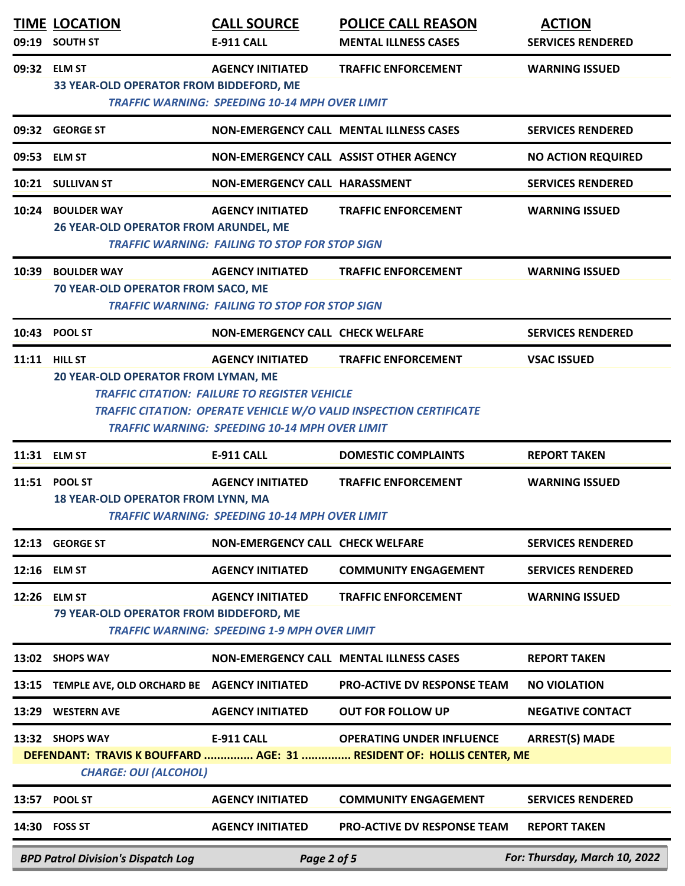| TIME | LOCATION | CALL SOURCE | POLICE CALL REASON | ACTION |
|---|---|---|---|---|
| 09:19 | SOUTH ST | E-911 CALL | MENTAL ILLNESS CASES | SERVICES RENDERED |
| 09:32 | ELM ST | AGENCY INITIATED | TRAFFIC ENFORCEMENT | WARNING ISSUED |
| | 33 YEAR-OLD OPERATOR FROM BIDDEFORD, ME | | | |
| | *TRAFFIC WARNING: SPEEDING 10-14 MPH OVER LIMIT* | | | |
| 09:32 | GEORGE ST | NON-EMERGENCY CALL | MENTAL ILLNESS CASES | SERVICES RENDERED |
| 09:53 | ELM ST | NON-EMERGENCY CALL | ASSIST OTHER AGENCY | NO ACTION REQUIRED |
| 10:21 | SULLIVAN ST | NON-EMERGENCY CALL | HARASSMENT | SERVICES RENDERED |
| 10:24 | BOULDER WAY | AGENCY INITIATED | TRAFFIC ENFORCEMENT | WARNING ISSUED |
| | 26 YEAR-OLD OPERATOR FROM ARUNDEL, ME | | | |
| | *TRAFFIC WARNING: FAILING TO STOP FOR STOP SIGN* | | | |
| 10:39 | BOULDER WAY | AGENCY INITIATED | TRAFFIC ENFORCEMENT | WARNING ISSUED |
| | 70 YEAR-OLD OPERATOR FROM SACO, ME | | | |
| | *TRAFFIC WARNING: FAILING TO STOP FOR STOP SIGN* | | | |
| 10:43 | POOL ST | NON-EMERGENCY CALL | CHECK WELFARE | SERVICES RENDERED |
| 11:11 | HILL ST | AGENCY INITIATED | TRAFFIC ENFORCEMENT | VSAC ISSUED |
| | 20 YEAR-OLD OPERATOR FROM LYMAN, ME | | | |
| | *TRAFFIC CITATION: FAILURE TO REGISTER VEHICLE* | | | |
| | *TRAFFIC CITATION: OPERATE VEHICLE W/O VALID INSPECTION CERTIFICATE* | | | |
| | *TRAFFIC WARNING: SPEEDING 10-14 MPH OVER LIMIT* | | | |
| 11:31 | ELM ST | E-911 CALL | DOMESTIC COMPLAINTS | REPORT TAKEN |
| 11:51 | POOL ST | AGENCY INITIATED | TRAFFIC ENFORCEMENT | WARNING ISSUED |
| | 18 YEAR-OLD OPERATOR FROM LYNN, MA | | | |
| | *TRAFFIC WARNING: SPEEDING 10-14 MPH OVER LIMIT* | | | |
| 12:13 | GEORGE ST | NON-EMERGENCY CALL | CHECK WELFARE | SERVICES RENDERED |
| 12:16 | ELM ST | AGENCY INITIATED | COMMUNITY ENGAGEMENT | SERVICES RENDERED |
| 12:26 | ELM ST | AGENCY INITIATED | TRAFFIC ENFORCEMENT | WARNING ISSUED |
| | 79 YEAR-OLD OPERATOR FROM BIDDEFORD, ME | | | |
| | *TRAFFIC WARNING: SPEEDING 1-9 MPH OVER LIMIT* | | | |
| 13:02 | SHOPS WAY | NON-EMERGENCY CALL | MENTAL ILLNESS CASES | REPORT TAKEN |
| 13:15 | TEMPLE AVE, OLD ORCHARD BE | AGENCY INITIATED | PRO-ACTIVE DV RESPONSE TEAM | NO VIOLATION |
| 13:29 | WESTERN AVE | AGENCY INITIATED | OUT FOR FOLLOW UP | NEGATIVE CONTACT |
| 13:32 | SHOPS WAY | E-911 CALL | OPERATING UNDER INFLUENCE | ARREST(S) MADE |
| | DEFENDANT: TRAVIS K BOUFFARD ............... AGE: 31 ............... RESIDENT OF: HOLLIS CENTER, ME | | | |
| | *CHARGE: OUI (ALCOHOL)* | | | |
| 13:57 | POOL ST | AGENCY INITIATED | COMMUNITY ENGAGEMENT | SERVICES RENDERED |
| 14:30 | FOSS ST | AGENCY INITIATED | PRO-ACTIVE DV RESPONSE TEAM | REPORT TAKEN |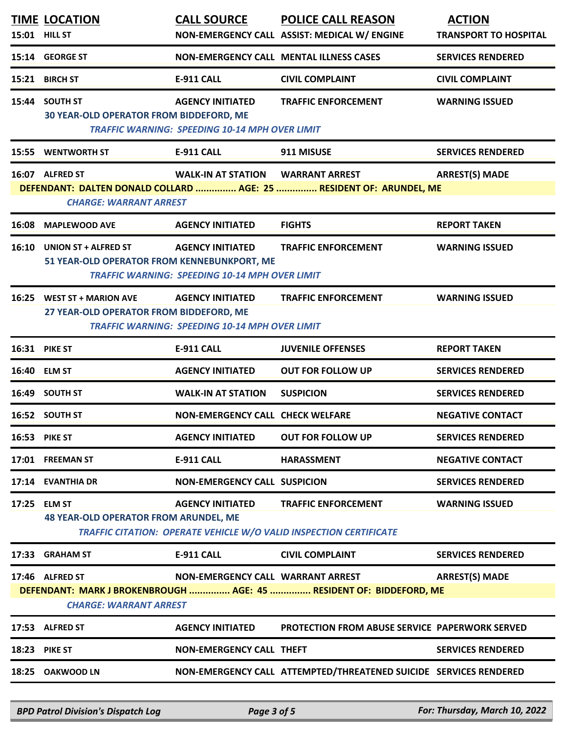| TIME | LOCATION | CALL SOURCE | POLICE CALL REASON | ACTION |
|---|---|---|---|---|
| 15:01 | HILL ST | NON-EMERGENCY CALL | ASSIST: MEDICAL W/ ENGINE | TRANSPORT TO HOSPITAL |
| 15:14 | GEORGE ST | NON-EMERGENCY CALL | MENTAL ILLNESS CASES | SERVICES RENDERED |
| 15:21 | BIRCH ST | E-911 CALL | CIVIL COMPLAINT | CIVIL COMPLAINT |
| 15:44 | SOUTH ST | AGENCY INITIATED | TRAFFIC ENFORCEMENT | WARNING ISSUED |
| | 30 YEAR-OLD OPERATOR FROM BIDDEFORD, ME | | | |
| | *TRAFFIC WARNING: SPEEDING 10-14 MPH OVER LIMIT* | | | |
| 15:55 | WENTWORTH ST | E-911 CALL | 911 MISUSE | SERVICES RENDERED |
| 16:07 | ALFRED ST | WALK-IN AT STATION | WARRANT ARREST | ARREST(S) MADE |
| | DEFENDANT: DALTEN DONALD COLLARD ............... AGE: 25 ............... RESIDENT OF: ARUNDEL, ME | | | |
| | *CHARGE: WARRANT ARREST* | | | |
| 16:08 | MAPLEWOOD AVE | AGENCY INITIATED | FIGHTS | REPORT TAKEN |
| 16:10 | UNION ST + ALFRED ST | AGENCY INITIATED | TRAFFIC ENFORCEMENT | WARNING ISSUED |
| | 51 YEAR-OLD OPERATOR FROM KENNEBUNKPORT, ME | | | |
| | *TRAFFIC WARNING: SPEEDING 10-14 MPH OVER LIMIT* | | | |
| 16:25 | WEST ST + MARION AVE | AGENCY INITIATED | TRAFFIC ENFORCEMENT | WARNING ISSUED |
| | 27 YEAR-OLD OPERATOR FROM BIDDEFORD, ME | | | |
| | *TRAFFIC WARNING: SPEEDING 10-14 MPH OVER LIMIT* | | | |
| 16:31 | PIKE ST | E-911 CALL | JUVENILE OFFENSES | REPORT TAKEN |
| 16:40 | ELM ST | AGENCY INITIATED | OUT FOR FOLLOW UP | SERVICES RENDERED |
| 16:49 | SOUTH ST | WALK-IN AT STATION | SUSPICION | SERVICES RENDERED |
| 16:52 | SOUTH ST | NON-EMERGENCY CALL | CHECK WELFARE | NEGATIVE CONTACT |
| 16:53 | PIKE ST | AGENCY INITIATED | OUT FOR FOLLOW UP | SERVICES RENDERED |
| 17:01 | FREEMAN ST | E-911 CALL | HARASSMENT | NEGATIVE CONTACT |
| 17:14 | EVANTHIA DR | NON-EMERGENCY CALL | SUSPICION | SERVICES RENDERED |
| 17:25 | ELM ST | AGENCY INITIATED | TRAFFIC ENFORCEMENT | WARNING ISSUED |
| | 48 YEAR-OLD OPERATOR FROM ARUNDEL, ME | | | |
| | *TRAFFIC CITATION: OPERATE VEHICLE W/O VALID INSPECTION CERTIFICATE* | | | |
| 17:33 | GRAHAM ST | E-911 CALL | CIVIL COMPLAINT | SERVICES RENDERED |
| 17:46 | ALFRED ST | NON-EMERGENCY CALL | WARRANT ARREST | ARREST(S) MADE |
| | DEFENDANT: MARK J BROKENBROUGH ............... AGE: 45 ............... RESIDENT OF: BIDDEFORD, ME | | | |
| | *CHARGE: WARRANT ARREST* | | | |
| 17:53 | ALFRED ST | AGENCY INITIATED | PROTECTION FROM ABUSE SERVICE | PAPERWORK SERVED |
| 18:23 | PIKE ST | NON-EMERGENCY CALL | THEFT | SERVICES RENDERED |
| 18:25 | OAKWOOD LN | NON-EMERGENCY CALL | ATTEMPTED/THREATENED SUICIDE | SERVICES RENDERED |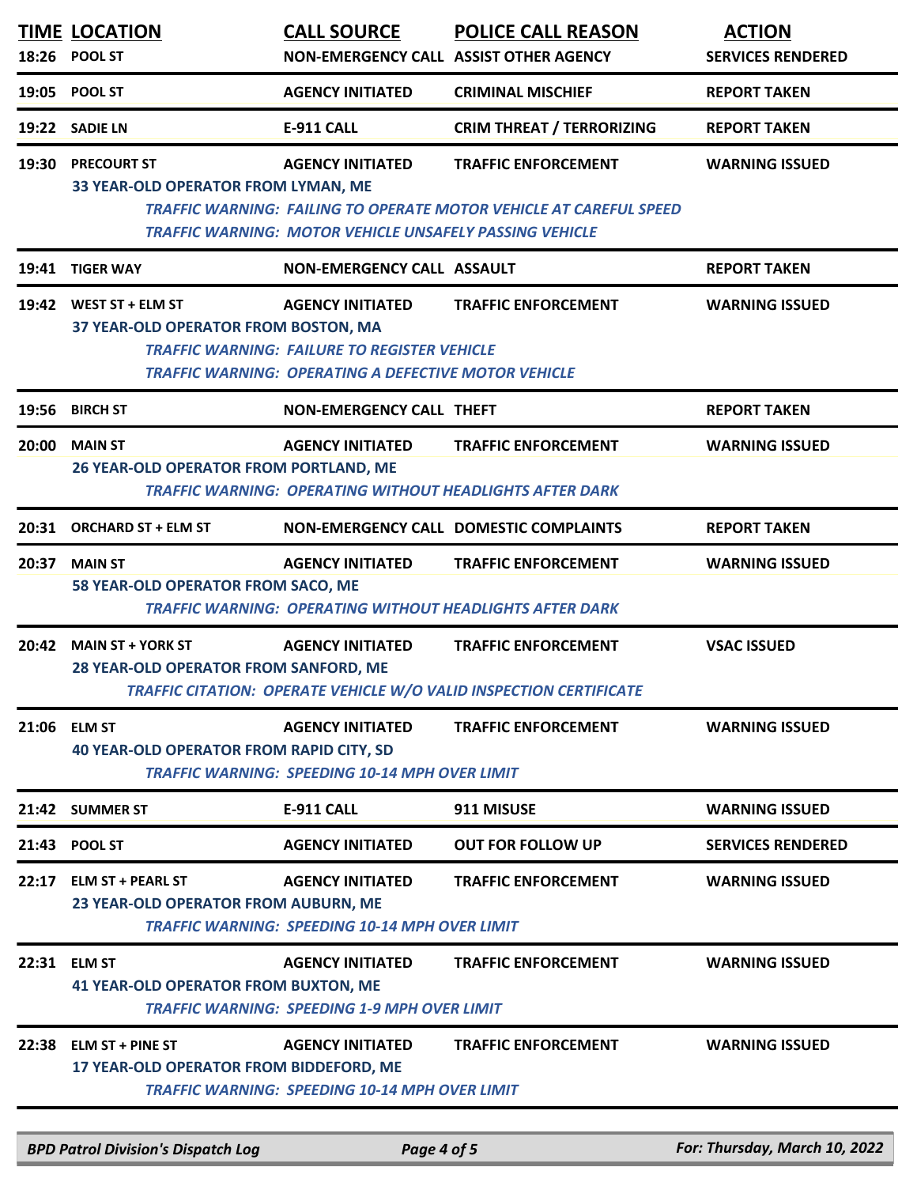| TIME | LOCATION | CALL SOURCE | POLICE CALL REASON | ACTION |
|---|---|---|---|---|
| 18:26 | POOL ST | NON-EMERGENCY CALL | ASSIST OTHER AGENCY | SERVICES RENDERED |
| 19:05 | POOL ST | AGENCY INITIATED | CRIMINAL MISCHIEF | REPORT TAKEN |
| 19:22 | SADIE LN | E-911 CALL | CRIM THREAT / TERRORIZING | REPORT TAKEN |
| 19:30 | PRECOURT ST | AGENCY INITIATED | TRAFFIC ENFORCEMENT | WARNING ISSUED |
| | 33 YEAR-OLD OPERATOR FROM LYMAN, ME<br>*TRAFFIC WARNING: FAILING TO OPERATE MOTOR VEHICLE AT CAREFUL SPEED*<br>*TRAFFIC WARNING: MOTOR VEHICLE UNSAFELY PASSING VEHICLE* | | | |
| 19:41 | TIGER WAY | NON-EMERGENCY CALL | ASSAULT | REPORT TAKEN |
| 19:42 | WEST ST + ELM ST | AGENCY INITIATED | TRAFFIC ENFORCEMENT | WARNING ISSUED |
| | 37 YEAR-OLD OPERATOR FROM BOSTON, MA<br>*TRAFFIC WARNING: FAILURE TO REGISTER VEHICLE*<br>*TRAFFIC WARNING: OPERATING A DEFECTIVE MOTOR VEHICLE* | | | |
| 19:56 | BIRCH ST | NON-EMERGENCY CALL | THEFT | REPORT TAKEN |
| 20:00 | MAIN ST | AGENCY INITIATED | TRAFFIC ENFORCEMENT | WARNING ISSUED |
| | 26 YEAR-OLD OPERATOR FROM PORTLAND, ME<br>*TRAFFIC WARNING: OPERATING WITHOUT HEADLIGHTS AFTER DARK* | | | |
| 20:31 | ORCHARD ST + ELM ST | NON-EMERGENCY CALL | DOMESTIC COMPLAINTS | REPORT TAKEN |
| 20:37 | MAIN ST | AGENCY INITIATED | TRAFFIC ENFORCEMENT | WARNING ISSUED |
| | 58 YEAR-OLD OPERATOR FROM SACO, ME<br>*TRAFFIC WARNING: OPERATING WITHOUT HEADLIGHTS AFTER DARK* | | | |
| 20:42 | MAIN ST + YORK ST | AGENCY INITIATED | TRAFFIC ENFORCEMENT | VSAC ISSUED |
| | 28 YEAR-OLD OPERATOR FROM SANFORD, ME<br>*TRAFFIC CITATION: OPERATE VEHICLE W/O VALID INSPECTION CERTIFICATE* | | | |
| 21:06 | ELM ST | AGENCY INITIATED | TRAFFIC ENFORCEMENT | WARNING ISSUED |
| | 40 YEAR-OLD OPERATOR FROM RAPID CITY, SD<br>*TRAFFIC WARNING: SPEEDING 10-14 MPH OVER LIMIT* | | | |
| 21:42 | SUMMER ST | E-911 CALL | 911 MISUSE | WARNING ISSUED |
| 21:43 | POOL ST | AGENCY INITIATED | OUT FOR FOLLOW UP | SERVICES RENDERED |
| 22:17 | ELM ST + PEARL ST | AGENCY INITIATED | TRAFFIC ENFORCEMENT | WARNING ISSUED |
| | 23 YEAR-OLD OPERATOR FROM AUBURN, ME<br>*TRAFFIC WARNING: SPEEDING 10-14 MPH OVER LIMIT* | | | |
| 22:31 | ELM ST | AGENCY INITIATED | TRAFFIC ENFORCEMENT | WARNING ISSUED |
| | 41 YEAR-OLD OPERATOR FROM BUXTON, ME<br>*TRAFFIC WARNING: SPEEDING 1-9 MPH OVER LIMIT* | | | |
| 22:38 | ELM ST + PINE ST | AGENCY INITIATED | TRAFFIC ENFORCEMENT | WARNING ISSUED |
| | 17 YEAR-OLD OPERATOR FROM BIDDEFORD, ME<br>*TRAFFIC WARNING: SPEEDING 10-14 MPH OVER LIMIT* | | | |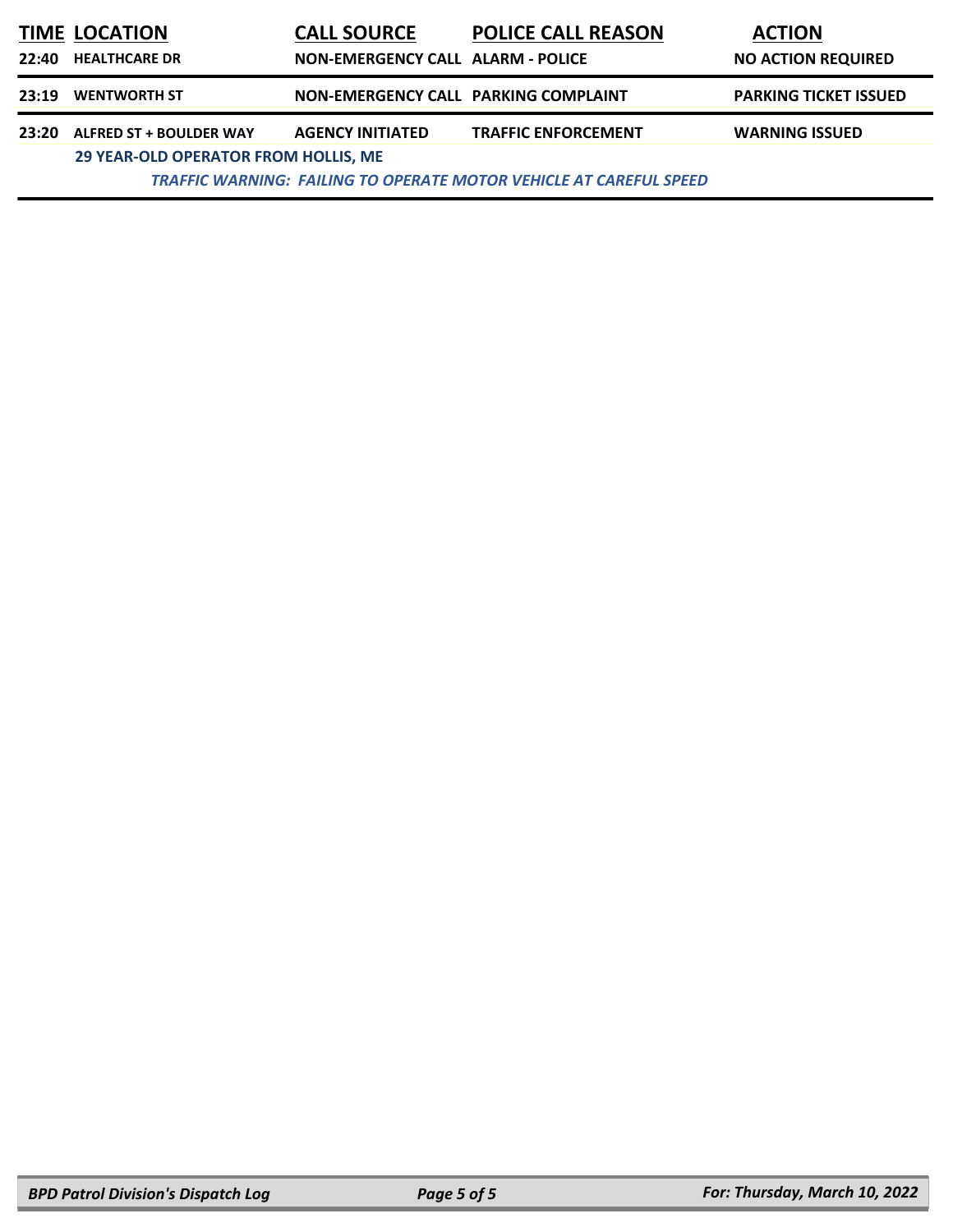| TIME | LOCATION | CALL SOURCE | POLICE CALL REASON | ACTION |
|---|---|---|---|---|
| 22:40 | HEALTHCARE DR | NON-EMERGENCY CALL | ALARM - POLICE | NO ACTION REQUIRED |
| 23:19 | WENTWORTH ST | NON-EMERGENCY CALL | PARKING COMPLAINT | PARKING TICKET ISSUED |
| 23:20 | ALFRED ST + BOULDER WAY | AGENCY INITIATED | TRAFFIC ENFORCEMENT | WARNING ISSUED |

**29 YEAR-OLD OPERATOR FROM HOLLIS, ME**

*TRAFFIC WARNING: FAILING TO OPERATE MOTOR VEHICLE AT CAREFUL SPEED*